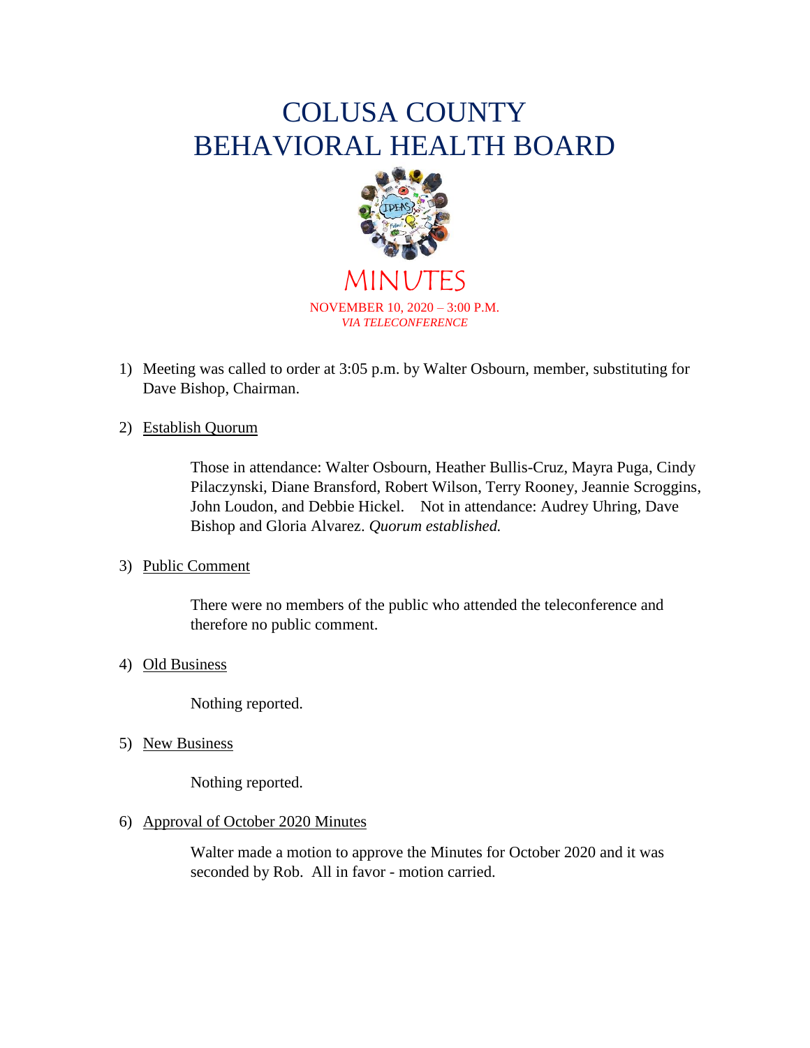# COLUSA COUNTY
# BEHAVIORAL HEALTH BOARD

## MINUTES

NOVEMBER 10, 2020 – 3:00 P.M.
*VIA TELECONFERENCE*

1) Meeting was called to order at 3:05 p.m. by Walter Osbourn, member, substituting for Dave Bishop, Chairman.

2) Establish Quorum

   Those in attendance: Walter Osbourn, Heather Bullis-Cruz, Mayra Puga, Cindy Pilaczynski, Diane Bransford, Robert Wilson, Terry Rooney, Jeannie Scroggins, John Loudon, and Debbie Hickel. Not in attendance: Audrey Uhring, Dave Bishop and Gloria Alvarez. *Quorum established.*

3) Public Comment

   There were no members of the public who attended the teleconference and therefore no public comment.

4) Old Business

   Nothing reported.

5) New Business

   Nothing reported.

6) Approval of October 2020 Minutes

   Walter made a motion to approve the Minutes for October 2020 and it was seconded by Rob. All in favor - motion carried.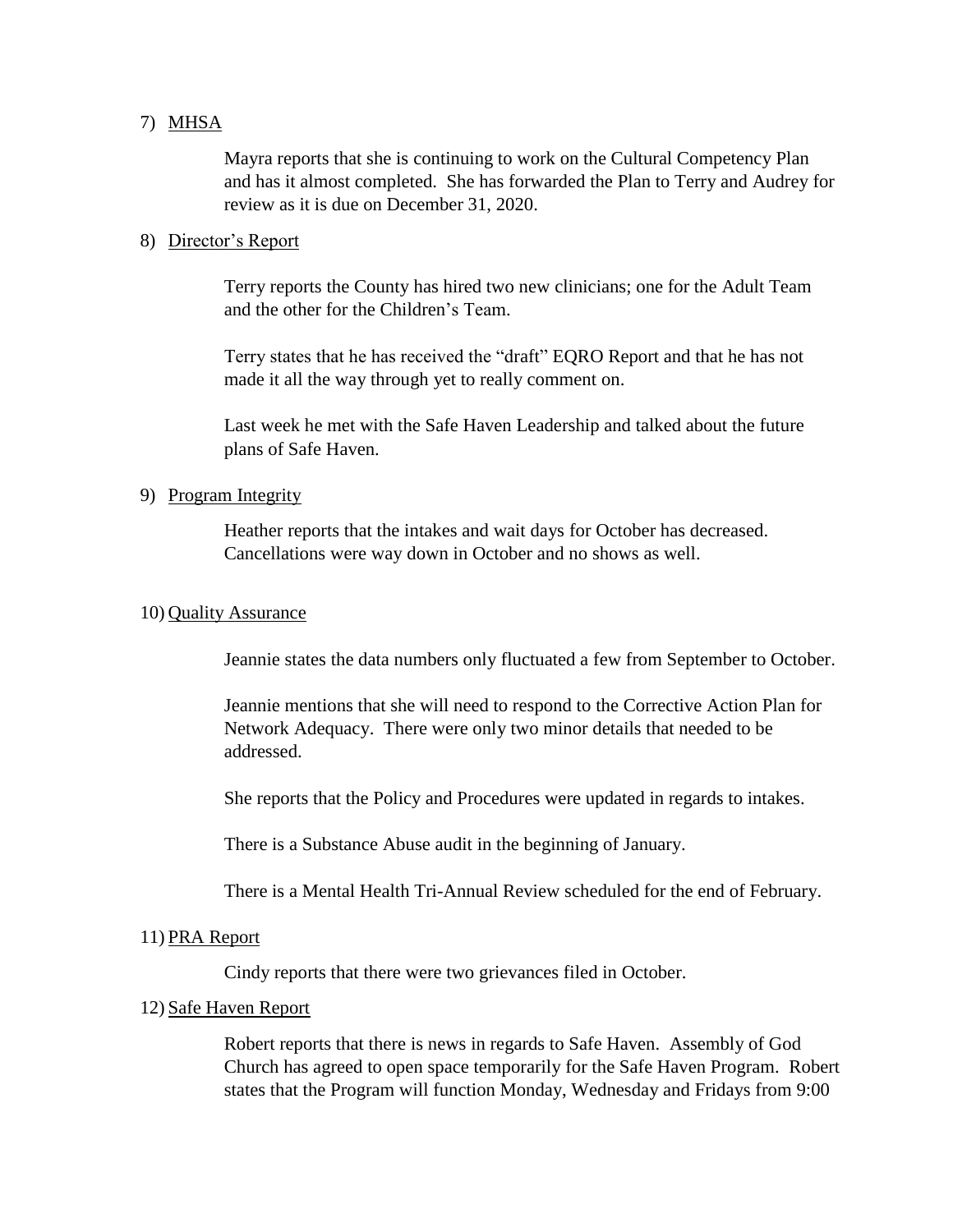7) MHSA

Mayra reports that she is continuing to work on the Cultural Competency Plan and has it almost completed. She has forwarded the Plan to Terry and Audrey for review as it is due on December 31, 2020.

8) Director's Report

Terry reports the County has hired two new clinicians; one for the Adult Team and the other for the Children's Team.

Terry states that he has received the "draft" EQRO Report and that he has not made it all the way through yet to really comment on.

Last week he met with the Safe Haven Leadership and talked about the future plans of Safe Haven.

9) Program Integrity

Heather reports that the intakes and wait days for October has decreased. Cancellations were way down in October and no shows as well.

10) Quality Assurance

Jeannie states the data numbers only fluctuated a few from September to October.

Jeannie mentions that she will need to respond to the Corrective Action Plan for Network Adequacy. There were only two minor details that needed to be addressed.

She reports that the Policy and Procedures were updated in regards to intakes.

There is a Substance Abuse audit in the beginning of January.

There is a Mental Health Tri-Annual Review scheduled for the end of February.

11) PRA Report

Cindy reports that there were two grievances filed in October.

12) Safe Haven Report

Robert reports that there is news in regards to Safe Haven. Assembly of God Church has agreed to open space temporarily for the Safe Haven Program. Robert states that the Program will function Monday, Wednesday and Fridays from 9:00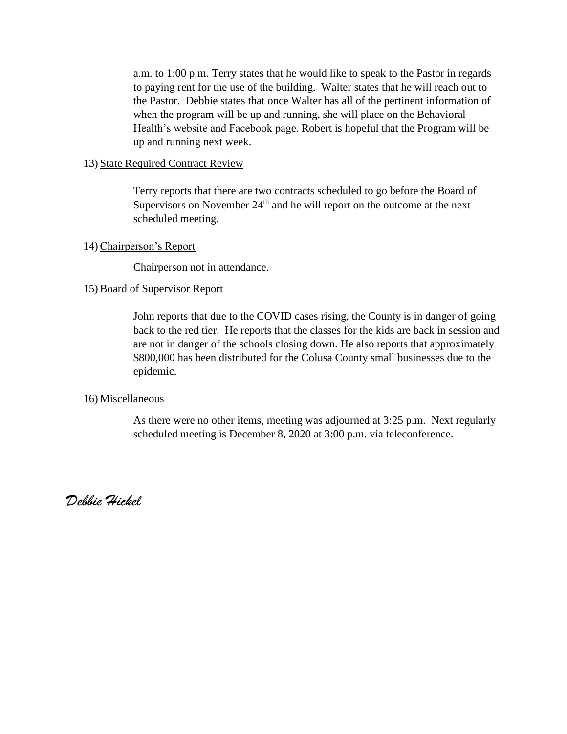a.m. to 1:00 p.m. Terry states that he would like to speak to the Pastor in regards to paying rent for the use of the building. Walter states that he will reach out to the Pastor. Debbie states that once Walter has all of the pertinent information of when the program will be up and running, she will place on the Behavioral Health's website and Facebook page. Robert is hopeful that the Program will be up and running next week.

13) State Required Contract Review

Terry reports that there are two contracts scheduled to go before the Board of Supervisors on November 24th and he will report on the outcome at the next scheduled meeting.

14) Chairperson's Report

Chairperson not in attendance.

15) Board of Supervisor Report

John reports that due to the COVID cases rising, the County is in danger of going back to the red tier. He reports that the classes for the kids are back in session and are not in danger of the schools closing down. He also reports that approximately $800,000 has been distributed for the Colusa County small businesses due to the epidemic.

16) Miscellaneous

As there were no other items, meeting was adjourned at 3:25 p.m. Next regularly scheduled meeting is December 8, 2020 at 3:00 p.m. via teleconference.

*Debbie Hickel*